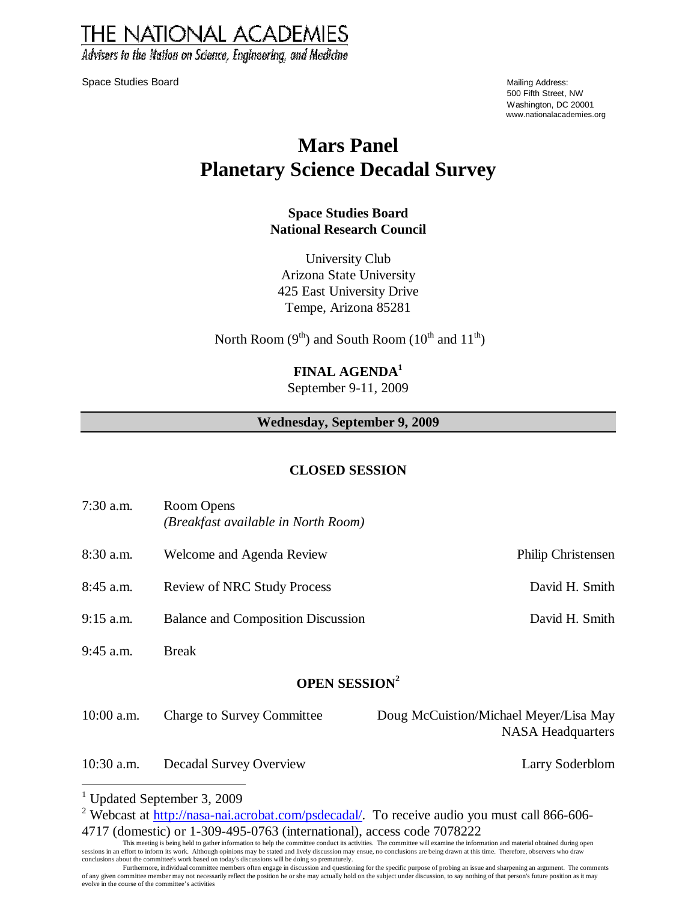# THE NATIONAL ACADEMIES

*Advisers to the Nation on Science, Engineering, and Medicine*

Space Studies Board

Mailing Address:
500 Fifth Street, NW
Washington, DC 20001
www.nationalacademies.org

# Mars Panel
# Planetary Science Decadal Survey

**Space Studies Board**
**National Research Council**

University Club
Arizona State University
425 East University Drive
Tempe, Arizona 85281

North Room (9th) and South Room (10th and 11th)

**FINAL AGENDA**[1]
September 9-11, 2009

## Wednesday, September 9, 2009

### CLOSED SESSION

| | | |
|---|---|---|
| 7:30 a.m. | Room Opens *(Breakfast available in North Room)* | |
| 8:30 a.m. | Welcome and Agenda Review | Philip Christensen |
| 8:45 a.m. | Review of NRC Study Process | David H. Smith |
| 9:15 a.m. | Balance and Composition Discussion | David H. Smith |
| 9:45 a.m. | Break | |

### OPEN SESSION[2]

| | | |
|---|---|---|
| 10:00 a.m. | Charge to Survey Committee | Doug McCuistion/Michael Meyer/Lisa May NASA Headquarters |
| 10:30 a.m. | Decadal Survey Overview | Larry Soderblom |

---

[1] Updated September 3, 2009

[2] Webcast at http://nasa-nai.acrobat.com/psdecadal/. To receive audio you must call 866-606-4717 (domestic) or 1-309-495-0763 (international), access code 7078222

This meeting is being held to gather information to help the committee conduct its activities. The committee will examine the information and material obtained during open sessions in an effort to inform its work. Although opinions may be stated and lively discussion may ensue, no conclusions are being drawn at this time. Therefore, observers who draw conclusions about the committee's work based on today's discussions will be doing so prematurely.

Furthermore, individual committee members often engage in discussion and questioning for the specific purpose of probing an issue and sharpening an argument. The comments of any given committee member may not necessarily reflect the position he or she may actually hold on the subject under discussion, to say nothing of that person's future position as it may evolve in the course of the committee's activities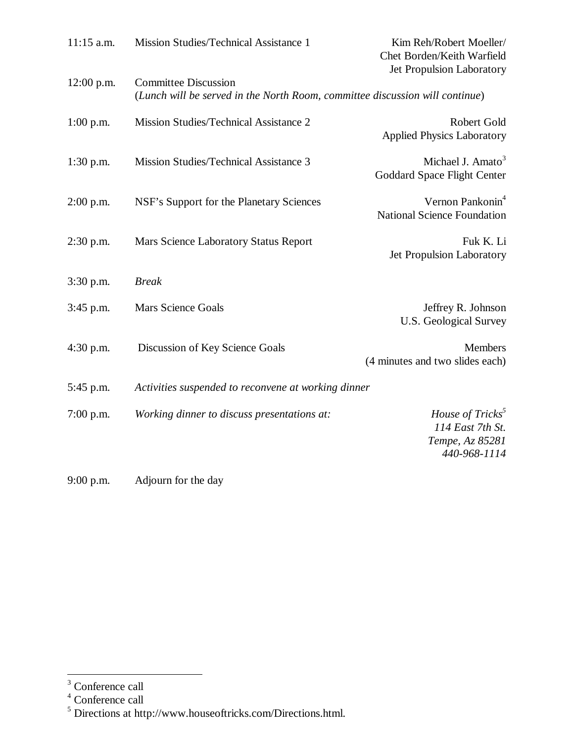| | | |
|---|---|---|
| 11:15 a.m. | Mission Studies/Technical Assistance 1 | Kim Reh/Robert Moeller/ Chet Borden/Keith Warfield Jet Propulsion Laboratory |
| 12:00 p.m. | Committee Discussion (*Lunch will be served in the North Room, committee discussion will continue*) | |
| 1:00 p.m. | Mission Studies/Technical Assistance 2 | Robert Gold Applied Physics Laboratory |
| 1:30 p.m. | Mission Studies/Technical Assistance 3 | Michael J. Amato[3] Goddard Space Flight Center |
| 2:00 p.m. | NSF's Support for the Planetary Sciences | Vernon Pankonin[4] National Science Foundation |
| 2:30 p.m. | Mars Science Laboratory Status Report | Fuk K. Li Jet Propulsion Laboratory |
| 3:30 p.m. | *Break* | |
| 3:45 p.m. | Mars Science Goals | Jeffrey R. Johnson U.S. Geological Survey |
| 4:30 p.m. | Discussion of Key Science Goals | Members (4 minutes and two slides each) |
| 5:45 p.m. | *Activities suspended to reconvene at working dinner* | |
| 7:00 p.m. | *Working dinner to discuss presentations at:* | *House of Tricks*[5] *114 East 7th St. Tempe, Az 85281 440-968-1114* |
| 9:00 p.m. | Adjourn for the day | |

[3] Conference call

[4] Conference call

[5] Directions at http://www.houseoftricks.com/Directions.html.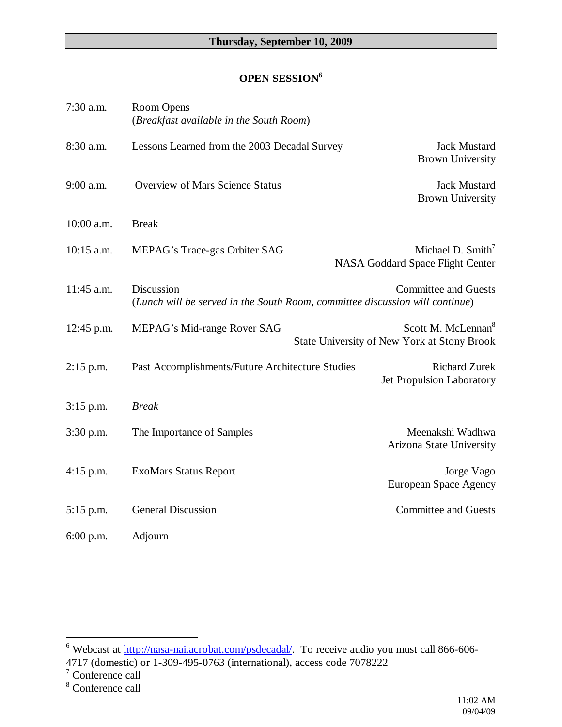## Thursday, September 10, 2009

### OPEN SESSION[6]

| Time | Session | Speaker |
|---|---|---|
| 7:30 a.m. | Room Opens<br>(*Breakfast available in the South Room*) | |
| 8:30 a.m. | Lessons Learned from the 2003 Decadal Survey | Jack Mustard<br>Brown University |
| 9:00 a.m. | Overview of Mars Science Status | Jack Mustard<br>Brown University |
| 10:00 a.m. | Break | |
| 10:15 a.m. | MEPAG's Trace-gas Orbiter SAG | Michael D. Smith[7]<br>NASA Goddard Space Flight Center |
| 11:45 a.m. | Discussion<br>(*Lunch will be served in the South Room, committee discussion will continue*) | Committee and Guests |
| 12:45 p.m. | MEPAG's Mid-range Rover SAG | Scott M. McLennan[8]<br>State University of New York at Stony Brook |
| 2:15 p.m. | Past Accomplishments/Future Architecture Studies | Richard Zurek<br>Jet Propulsion Laboratory |
| 3:15 p.m. | *Break* | |
| 3:30 p.m. | The Importance of Samples | Meenakshi Wadhwa<br>Arizona State University |
| 4:15 p.m. | ExoMars Status Report | Jorge Vago<br>European Space Agency |
| 5:15 p.m. | General Discussion | Committee and Guests |
| 6:00 p.m. | Adjourn | |

---

[6] Webcast at http://nasa-nai.acrobat.com/psdecadal/. To receive audio you must call 866-606-4717 (domestic) or 1-309-495-0763 (international), access code 7078222

[7] Conference call

[8] Conference call

11:02 AM
09/04/09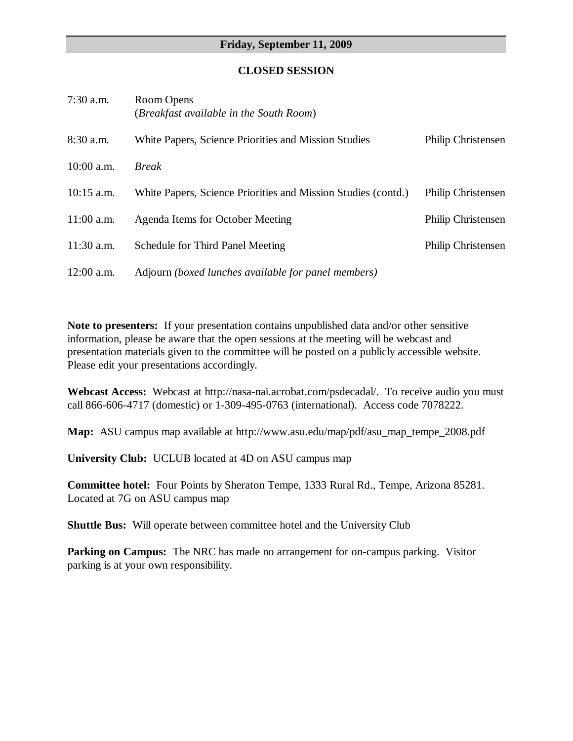## Friday, September 11, 2009

### CLOSED SESSION

| | | |
|---|---|---|
| 7:30 a.m. | Room Opens<br>(*Breakfast available in the South Room*) | |
| 8:30 a.m. | White Papers, Science Priorities and Mission Studies | Philip Christensen |
| 10:00 a.m. | *Break* | |
| 10:15 a.m. | White Papers, Science Priorities and Mission Studies (contd.) | Philip Christensen |
| 11:00 a.m. | Agenda Items for October Meeting | Philip Christensen |
| 11:30 a.m. | Schedule for Third Panel Meeting | Philip Christensen |
| 12:00 a.m. | Adjourn *(boxed lunches available for panel members)* | |

**Note to presenters:** If your presentation contains unpublished data and/or other sensitive information, please be aware that the open sessions at the meeting will be webcast and presentation materials given to the committee will be posted on a publicly accessible website. Please edit your presentations accordingly.

**Webcast Access:** Webcast at http://nasa-nai.acrobat.com/psdecadal/. To receive audio you must call 866-606-4717 (domestic) or 1-309-495-0763 (international). Access code 7078222.

**Map:** ASU campus map available at http://www.asu.edu/map/pdf/asu_map_tempe_2008.pdf

**University Club:** UCLUB located at 4D on ASU campus map

**Committee hotel:** Four Points by Sheraton Tempe, 1333 Rural Rd., Tempe, Arizona 85281. Located at 7G on ASU campus map

**Shuttle Bus:** Will operate between committee hotel and the University Club

**Parking on Campus:** The NRC has made no arrangement for on-campus parking. Visitor parking is at your own responsibility.